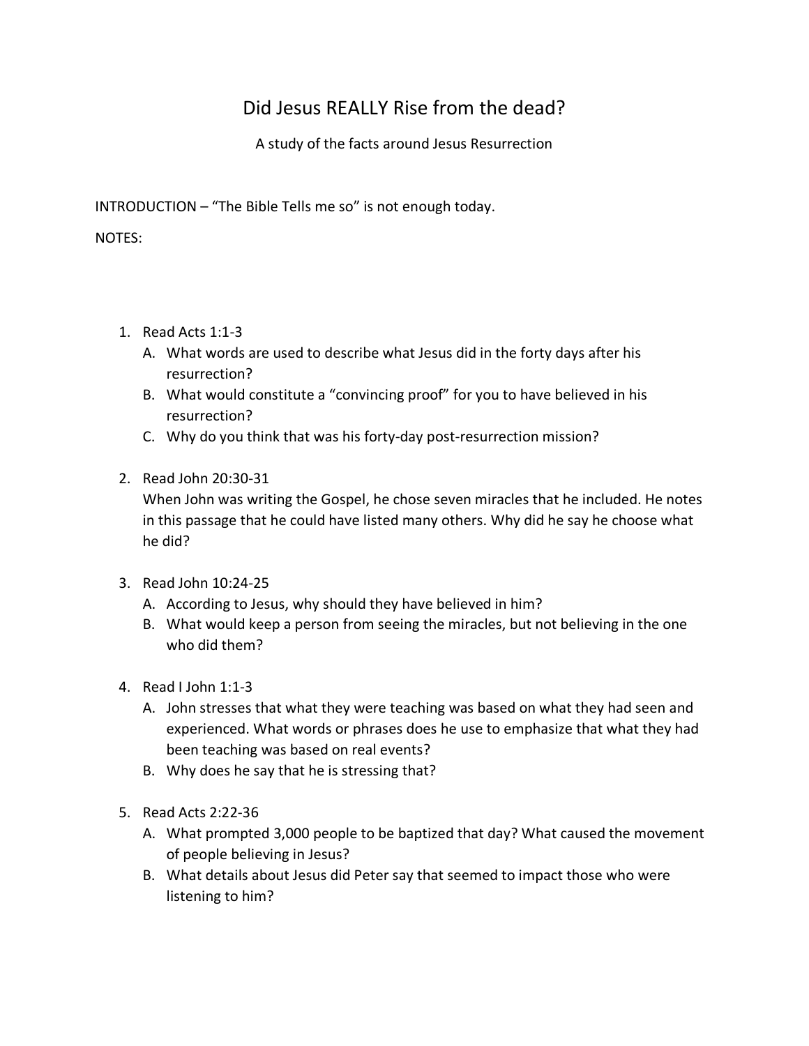# Did Jesus REALLY Rise from the dead?

A study of the facts around Jesus Resurrection

INTRODUCTION – "The Bible Tells me so" is not enough today.

NOTES:

1. Read Acts 1:1-3
   A. What words are used to describe what Jesus did in the forty days after his resurrection?
   B. What would constitute a "convincing proof" for you to have believed in his resurrection?
   C. Why do you think that was his forty-day post-resurrection mission?

2. Read John 20:30-31
   When John was writing the Gospel, he chose seven miracles that he included. He notes in this passage that he could have listed many others. Why did he say he choose what he did?

3. Read John 10:24-25
   A. According to Jesus, why should they have believed in him?
   B. What would keep a person from seeing the miracles, but not believing in the one who did them?

4. Read I John 1:1-3
   A. John stresses that what they were teaching was based on what they had seen and experienced. What words or phrases does he use to emphasize that what they had been teaching was based on real events?
   B. Why does he say that he is stressing that?

5. Read Acts 2:22-36
   A. What prompted 3,000 people to be baptized that day? What caused the movement of people believing in Jesus?
   B. What details about Jesus did Peter say that seemed to impact those who were listening to him?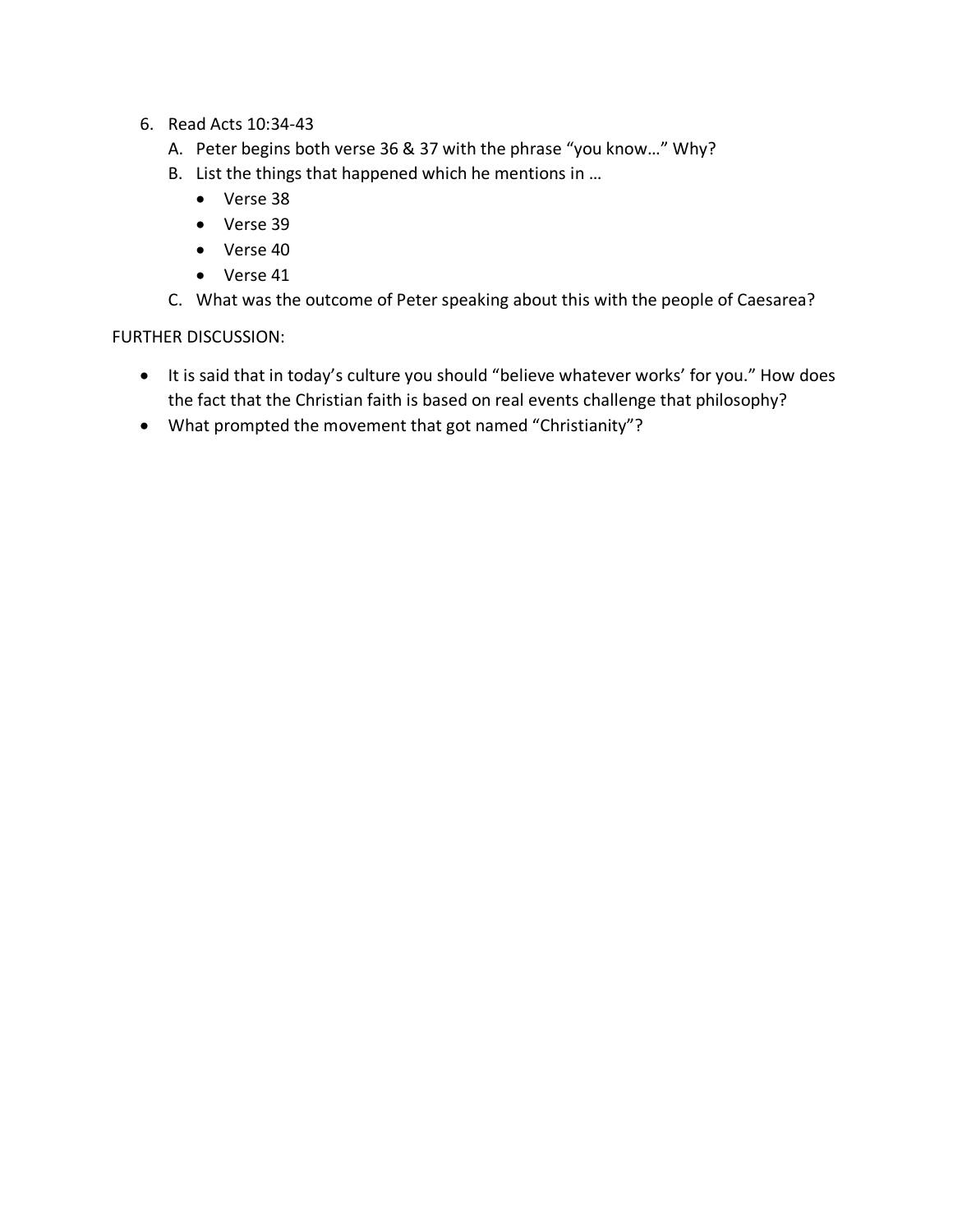6. Read Acts 10:34-43
   A. Peter begins both verse 36 & 37 with the phrase "you know…" Why?
   B. List the things that happened which he mentions in …
      - Verse 38
      - Verse 39
      - Verse 40
      - Verse 41
   C. What was the outcome of Peter speaking about this with the people of Caesarea?

FURTHER DISCUSSION:

- It is said that in today's culture you should "believe whatever works' for you." How does the fact that the Christian faith is based on real events challenge that philosophy?
- What prompted the movement that got named "Christianity"?